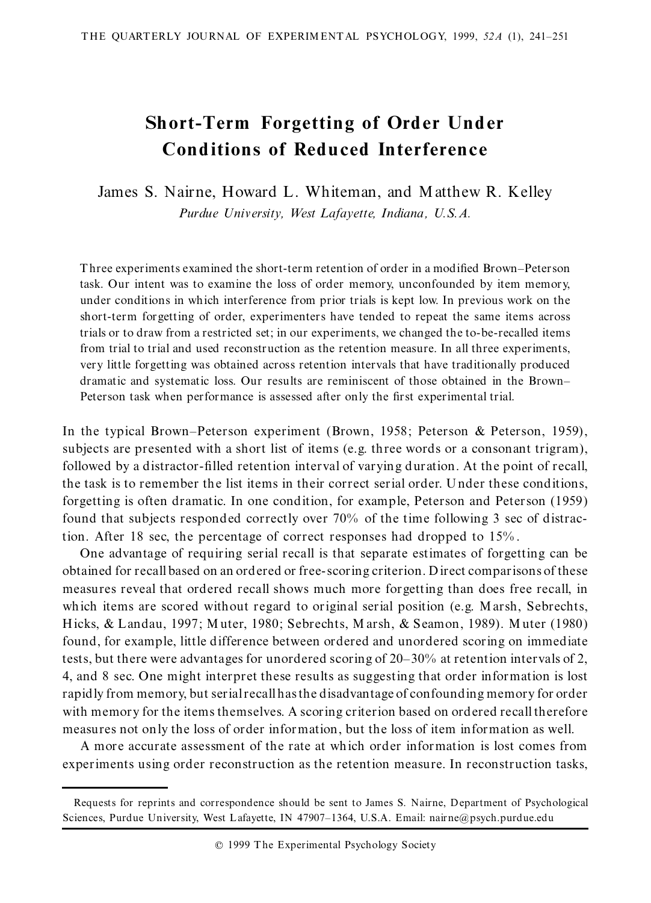# Short-Term Forgetting of Order Under Conditions of Reduced Interference

James S. Nairne, Howard L. Whiteman, and Matthew R. Kelley

*Purdue University, West Lafayette, Indiana, U.S.A.*

Three experiments examined the short-term retention of order in a modified Brown–Peterson task. Our intent was to examine the loss of order memory, unconfounded by item memory, under conditions in which interference from prior trials is kept low. In previous work on the short-term forgetting of order, experimenters have tended to repeat the same items across trials or to draw from a restricted set; in our experiments, we changed the to-be-recalled items from trial to trial and used reconstruction as the retention measure. In all three experiments, very little forgetting was obtained across retention intervals that have traditionally produced dramatic and systematic loss. Our results are reminiscent of those obtained in the Brown–Peterson task when performance is assessed after only the first experimental trial.

In the typical Brown–Peterson experiment (Brown, 1958; Peterson & Peterson, 1959), subjects are presented with a short list of items (e.g. three words or a consonant trigram), followed by a distractor-filled retention interval of varying duration. At the point of recall, the task is to remember the list items in their correct serial order. Under these conditions, forgetting is often dramatic. In one condition, for example, Peterson and Peterson (1959) found that subjects responded correctly over 70% of the time following 3 sec of distraction. After 18 sec, the percentage of correct responses had dropped to 15%.

One advantage of requiring serial recall is that separate estimates of forgetting can be obtained for recall based on an ordered or free-scoring criterion. Direct comparisons of these measures reveal that ordered recall shows much more forgetting than does free recall, in which items are scored without regard to original serial position (e.g. Marsh, Sebrechts, Hicks, & Landau, 1997; Muter, 1980; Sebrechts, Marsh, & Seamon, 1989). Muter (1980) found, for example, little difference between ordered and unordered scoring on immediate tests, but there were advantages for unordered scoring of 20–30% at retention intervals of 2, 4, and 8 sec. One might interpret these results as suggesting that order information is lost rapidly from memory, but serial recall has the disadvantage of confounding memory for order with memory for the items themselves. A scoring criterion based on ordered recall therefore measures not only the loss of order information, but the loss of item information as well.

A more accurate assessment of the rate at which order information is lost comes from experiments using order reconstruction as the retention measure. In reconstruction tasks,

---

Requests for reprints and correspondence should be sent to James S. Nairne, Department of Psychological Sciences, Purdue University, West Lafayette, IN 47907–1364, U.S.A. Email: nairne@psych.purdue.edu

© 1999 The Experimental Psychology Society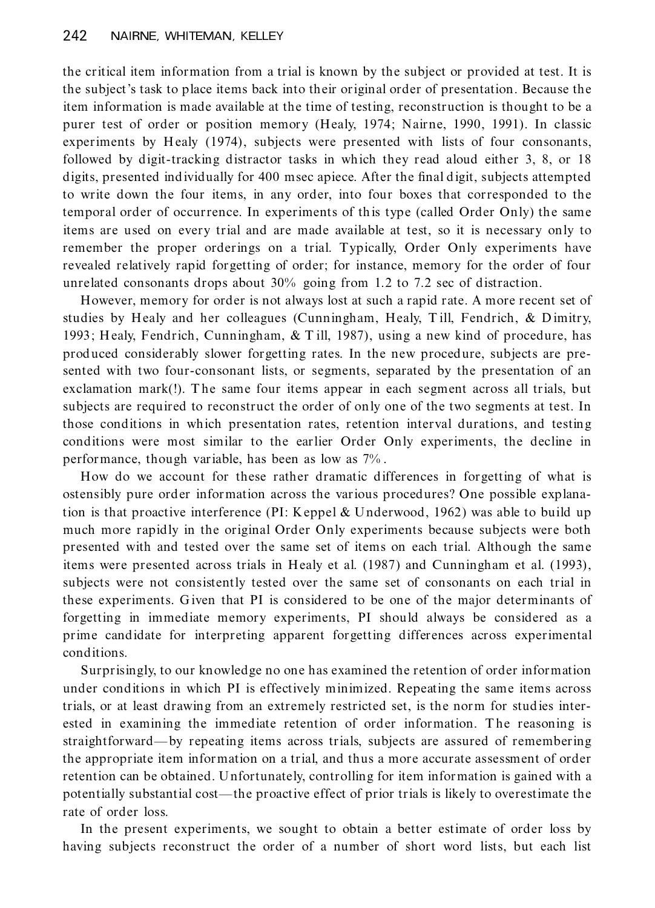the critical item information from a trial is known by the subject or provided at test. It is the subject's task to place items back into their original order of presentation. Because the item information is made available at the time of testing, reconstruction is thought to be a purer test of order or position memory (Healy, 1974; Nairne, 1990, 1991). In classic experiments by Healy (1974), subjects were presented with lists of four consonants, followed by digit-tracking distractor tasks in which they read aloud either 3, 8, or 18 digits, presented individually for 400 msec apiece. After the final digit, subjects attempted to write down the four items, in any order, into four boxes that corresponded to the temporal order of occurrence. In experiments of this type (called Order Only) the same items are used on every trial and are made available at test, so it is necessary only to remember the proper orderings on a trial. Typically, Order Only experiments have revealed relatively rapid forgetting of order; for instance, memory for the order of four unrelated consonants drops about 30% going from 1.2 to 7.2 sec of distraction.

However, memory for order is not always lost at such a rapid rate. A more recent set of studies by Healy and her colleagues (Cunningham, Healy, Till, Fendrich, & Dimitry, 1993; Healy, Fendrich, Cunningham, & Till, 1987), using a new kind of procedure, has produced considerably slower forgetting rates. In the new procedure, subjects are presented with two four-consonant lists, or segments, separated by the presentation of an exclamation mark(!). The same four items appear in each segment across all trials, but subjects are required to reconstruct the order of only one of the two segments at test. In those conditions in which presentation rates, retention interval durations, and testing conditions were most similar to the earlier Order Only experiments, the decline in performance, though variable, has been as low as 7%.

How do we account for these rather dramatic differences in forgetting of what is ostensibly pure order information across the various procedures? One possible explanation is that proactive interference (PI: Keppel & Underwood, 1962) was able to build up much more rapidly in the original Order Only experiments because subjects were both presented with and tested over the same set of items on each trial. Although the same items were presented across trials in Healy et al. (1987) and Cunningham et al. (1993), subjects were not consistently tested over the same set of consonants on each trial in these experiments. Given that PI is considered to be one of the major determinants of forgetting in immediate memory experiments, PI should always be considered as a prime candidate for interpreting apparent forgetting differences across experimental conditions.

Surprisingly, to our knowledge no one has examined the retention of order information under conditions in which PI is effectively minimized. Repeating the same items across trials, or at least drawing from an extremely restricted set, is the norm for studies interested in examining the immediate retention of order information. The reasoning is straightforward—by repeating items across trials, subjects are assured of remembering the appropriate item information on a trial, and thus a more accurate assessment of order retention can be obtained. Unfortunately, controlling for item information is gained with a potentially substantial cost—the proactive effect of prior trials is likely to overestimate the rate of order loss.

In the present experiments, we sought to obtain a better estimate of order loss by having subjects reconstruct the order of a number of short word lists, but each list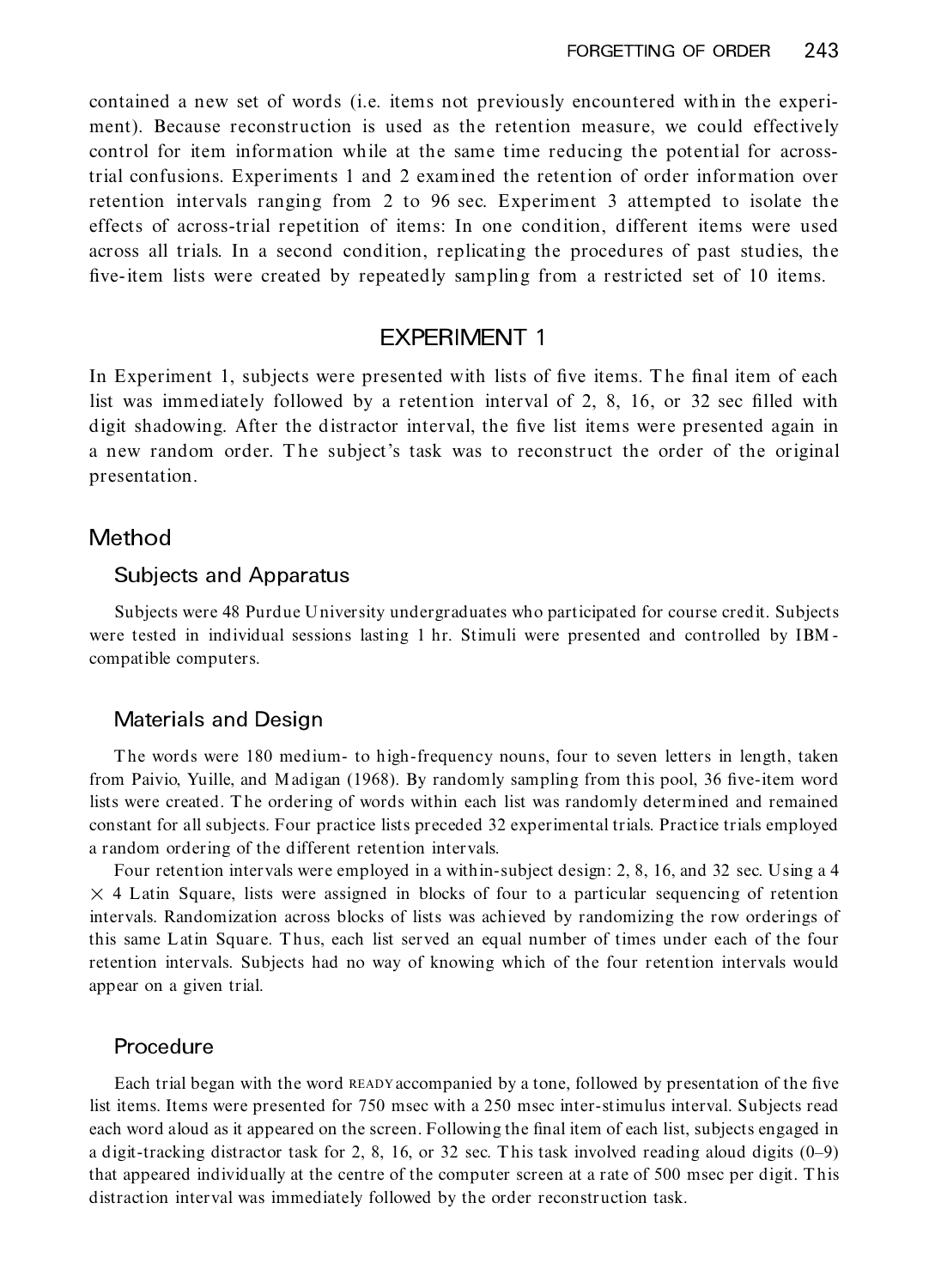contained a new set of words (i.e. items not previously encountered within the experiment). Because reconstruction is used as the retention measure, we could effectively control for item information while at the same time reducing the potential for across-trial confusions. Experiments 1 and 2 examined the retention of order information over retention intervals ranging from 2 to 96 sec. Experiment 3 attempted to isolate the effects of across-trial repetition of items: In one condition, different items were used across all trials. In a second condition, replicating the procedures of past studies, the five-item lists were created by repeatedly sampling from a restricted set of 10 items.

# EXPERIMENT 1

In Experiment 1, subjects were presented with lists of five items. The final item of each list was immediately followed by a retention interval of 2, 8, 16, or 32 sec filled with digit shadowing. After the distractor interval, the five list items were presented again in a new random order. The subject's task was to reconstruct the order of the original presentation.

## Method

### Subjects and Apparatus

Subjects were 48 Purdue University undergraduates who participated for course credit. Subjects were tested in individual sessions lasting 1 hr. Stimuli were presented and controlled by IBM-compatible computers.

### Materials and Design

The words were 180 medium- to high-frequency nouns, four to seven letters in length, taken from Paivio, Yuille, and Madigan (1968). By randomly sampling from this pool, 36 five-item word lists were created. The ordering of words within each list was randomly determined and remained constant for all subjects. Four practice lists preceded 32 experimental trials. Practice trials employed a random ordering of the different retention intervals.

Four retention intervals were employed in a within-subject design: 2, 8, 16, and 32 sec. Using a $4 \times 4$ Latin Square, lists were assigned in blocks of four to a particular sequencing of retention intervals. Randomization across blocks of lists was achieved by randomizing the row orderings of this same Latin Square. Thus, each list served an equal number of times under each of the four retention intervals. Subjects had no way of knowing which of the four retention intervals would appear on a given trial.

### Procedure

Each trial began with the word READY accompanied by a tone, followed by presentation of the five list items. Items were presented for 750 msec with a 250 msec inter-stimulus interval. Subjects read each word aloud as it appeared on the screen. Following the final item of each list, subjects engaged in a digit-tracking distractor task for 2, 8, 16, or 32 sec. This task involved reading aloud digits (0–9) that appeared individually at the centre of the computer screen at a rate of 500 msec per digit. This distraction interval was immediately followed by the order reconstruction task.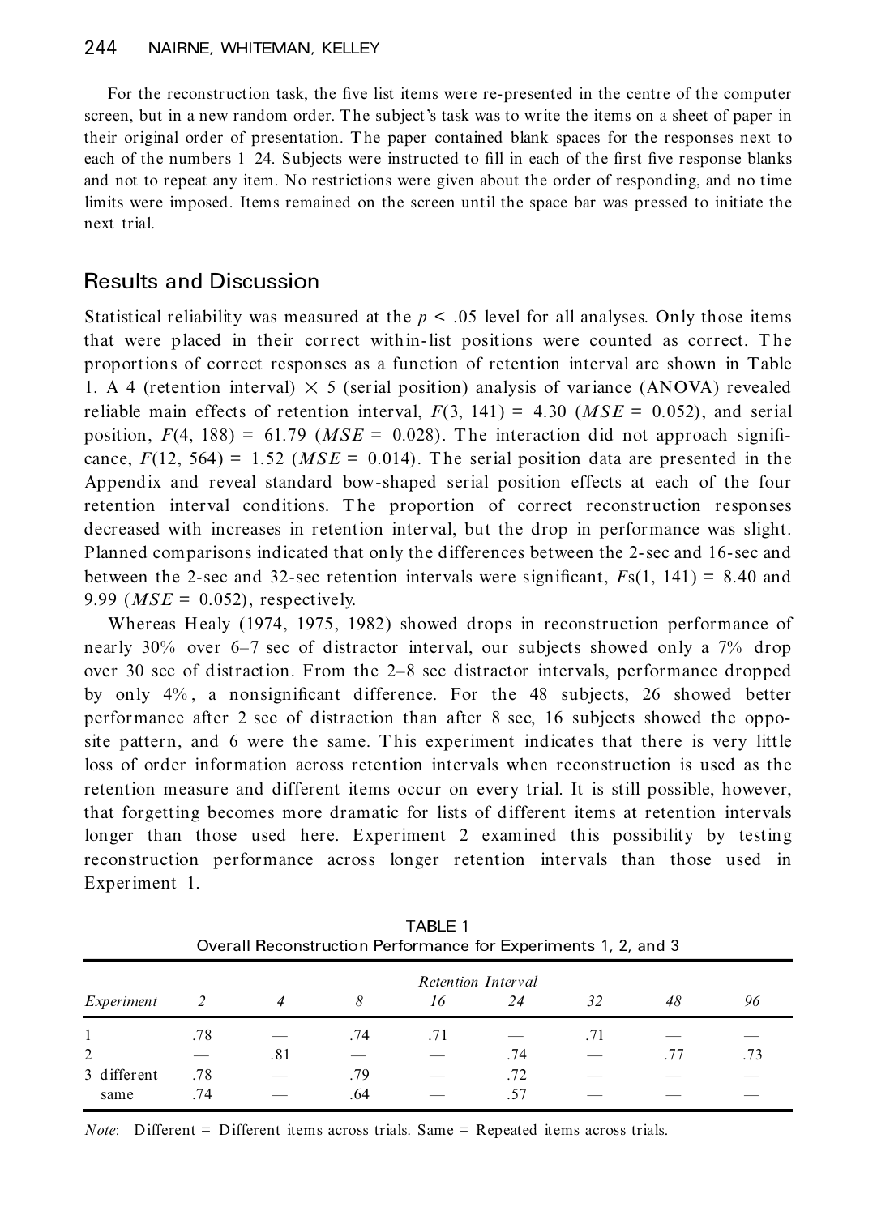For the reconstruction task, the five list items were re-presented in the centre of the computer screen, but in a new random order. The subject's task was to write the items on a sheet of paper in their original order of presentation. The paper contained blank spaces for the responses next to each of the numbers 1–24. Subjects were instructed to fill in each of the first five response blanks and not to repeat any item. No restrictions were given about the order of responding, and no time limits were imposed. Items remained on the screen until the space bar was pressed to initiate the next trial.

## Results and Discussion

Statistical reliability was measured at the $p < .05$ level for all analyses. Only those items that were placed in their correct within-list positions were counted as correct. The proportions of correct responses as a function of retention interval are shown in Table 1. A 4 (retention interval) $\times$ 5 (serial position) analysis of variance (ANOVA) revealed reliable main effects of retention interval, $F(3, 141) = 4.30$ ($MSE = 0.052$), and serial position, $F(4, 188) = 61.79$ ($MSE = 0.028$). The interaction did not approach significance, $F(12, 564) = 1.52$ ($MSE = 0.014$). The serial position data are presented in the Appendix and reveal standard bow-shaped serial position effects at each of the four retention interval conditions. The proportion of correct reconstruction responses decreased with increases in retention interval, but the drop in performance was slight. Planned comparisons indicated that only the differences between the 2-sec and 16-sec and between the 2-sec and 32-sec retention intervals were significant, $F$s$(1, 141) = 8.40$ and $9.99$ ($MSE = 0.052$), respectively.

Whereas Healy (1974, 1975, 1982) showed drops in reconstruction performance of nearly 30% over 6–7 sec of distractor interval, our subjects showed only a 7% drop over 30 sec of distraction. From the 2–8 sec distractor intervals, performance dropped by only 4%, a nonsignificant difference. For the 48 subjects, 26 showed better performance after 2 sec of distraction than after 8 sec, 16 subjects showed the opposite pattern, and 6 were the same. This experiment indicates that there is very little loss of order information across retention intervals when reconstruction is used as the retention measure and different items occur on every trial. It is still possible, however, that forgetting becomes more dramatic for lists of different items at retention intervals longer than those used here. Experiment 2 examined this possibility by testing reconstruction performance across longer retention intervals than those used in Experiment 1.

TABLE 1
Overall Reconstruction Performance for Experiments 1, 2, and 3

| | *Retention Interval* | | | | | | | |
|---|---|---|---|---|---|---|---|---|
| *Experiment* | *2* | *4* | *8* | *16* | *24* | *32* | *48* | *96* |
| 1 | .78 | — | .74 | .71 | — | .71 | — | — |
| 2 | — | .81 | — | — | .74 | — | .77 | .73 |
| 3 different | .78 | — | .79 | — | .72 | — | — | — |
| same | .74 | — | .64 | — | .57 | — | — | — |

*Note*: Different = Different items across trials. Same = Repeated items across trials.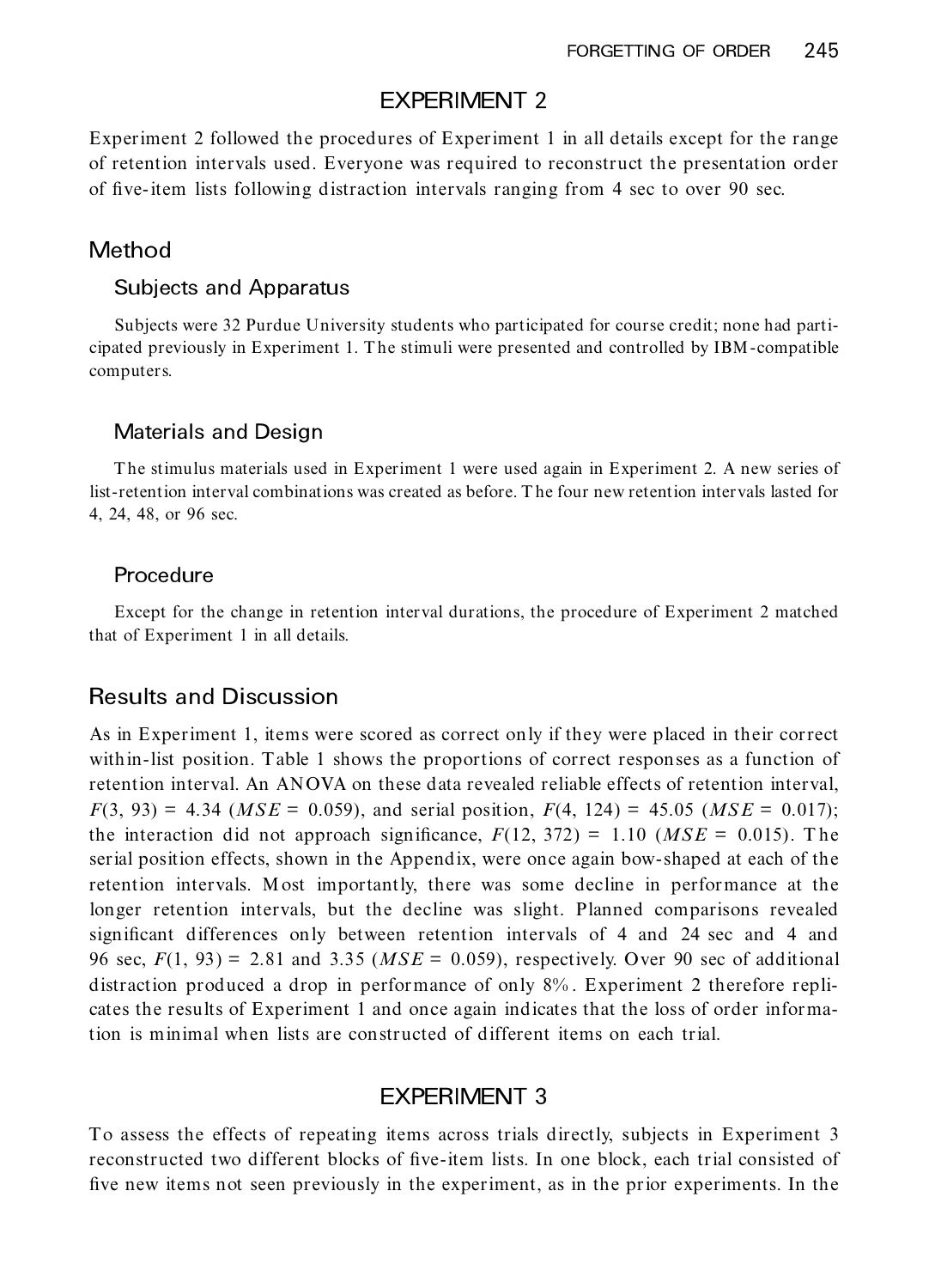## EXPERIMENT 2

Experiment 2 followed the procedures of Experiment 1 in all details except for the range of retention intervals used. Everyone was required to reconstruct the presentation order of five-item lists following distraction intervals ranging from 4 sec to over 90 sec.

### Method

#### Subjects and Apparatus

Subjects were 32 Purdue University students who participated for course credit; none had participated previously in Experiment 1. The stimuli were presented and controlled by IBM-compatible computers.

#### Materials and Design

The stimulus materials used in Experiment 1 were used again in Experiment 2. A new series of list-retention interval combinations was created as before. The four new retention intervals lasted for 4, 24, 48, or 96 sec.

#### Procedure

Except for the change in retention interval durations, the procedure of Experiment 2 matched that of Experiment 1 in all details.

### Results and Discussion

As in Experiment 1, items were scored as correct only if they were placed in their correct within-list position. Table 1 shows the proportions of correct responses as a function of retention interval. An ANOVA on these data revealed reliable effects of retention interval, $F(3, 93) = 4.34$ ($MSE = 0.059$), and serial position, $F(4, 124) = 45.05$ ($MSE = 0.017$); the interaction did not approach significance, $F(12, 372) = 1.10$ ($MSE = 0.015$). The serial position effects, shown in the Appendix, were once again bow-shaped at each of the retention intervals. Most importantly, there was some decline in performance at the longer retention intervals, but the decline was slight. Planned comparisons revealed significant differences only between retention intervals of 4 and 24 sec and 4 and 96 sec, $F(1, 93) = 2.81$ and $3.35$ ($MSE = 0.059$), respectively. Over 90 sec of additional distraction produced a drop in performance of only 8%. Experiment 2 therefore replicates the results of Experiment 1 and once again indicates that the loss of order information is minimal when lists are constructed of different items on each trial.

## EXPERIMENT 3

To assess the effects of repeating items across trials directly, subjects in Experiment 3 reconstructed two different blocks of five-item lists. In one block, each trial consisted of five new items not seen previously in the experiment, as in the prior experiments. In the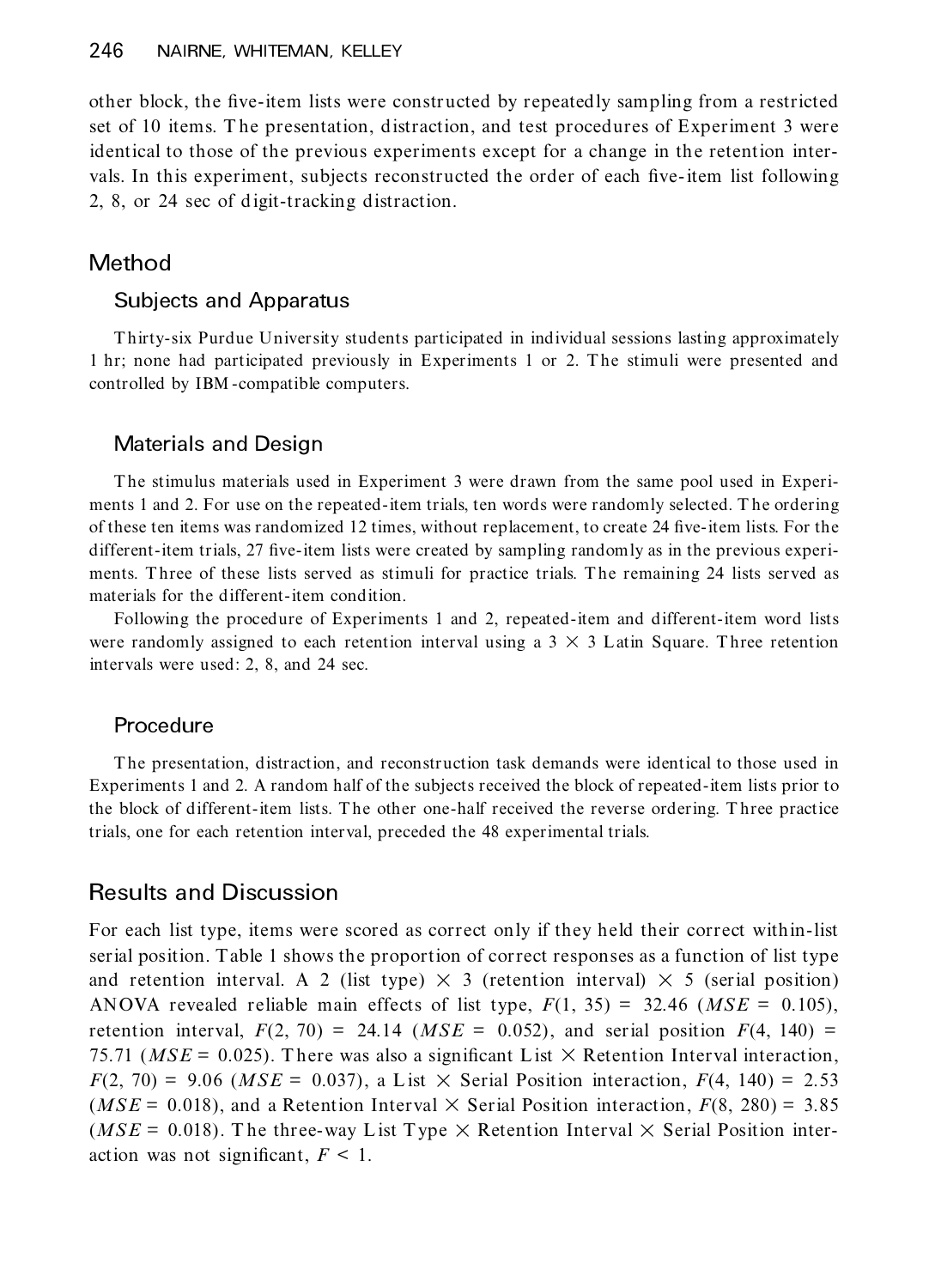other block, the five-item lists were constructed by repeatedly sampling from a restricted set of 10 items. The presentation, distraction, and test procedures of Experiment 3 were identical to those of the previous experiments except for a change in the retention intervals. In this experiment, subjects reconstructed the order of each five-item list following 2, 8, or 24 sec of digit-tracking distraction.

## Method

### Subjects and Apparatus

Thirty-six Purdue University students participated in individual sessions lasting approximately 1 hr; none had participated previously in Experiments 1 or 2. The stimuli were presented and controlled by IBM-compatible computers.

### Materials and Design

The stimulus materials used in Experiment 3 were drawn from the same pool used in Experiments 1 and 2. For use on the repeated-item trials, ten words were randomly selected. The ordering of these ten items was randomized 12 times, without replacement, to create 24 five-item lists. For the different-item trials, 27 five-item lists were created by sampling randomly as in the previous experiments. Three of these lists served as stimuli for practice trials. The remaining 24 lists served as materials for the different-item condition.

Following the procedure of Experiments 1 and 2, repeated-item and different-item word lists were randomly assigned to each retention interval using a 3 × 3 Latin Square. Three retention intervals were used: 2, 8, and 24 sec.

### Procedure

The presentation, distraction, and reconstruction task demands were identical to those used in Experiments 1 and 2. A random half of the subjects received the block of repeated-item lists prior to the block of different-item lists. The other one-half received the reverse ordering. Three practice trials, one for each retention interval, preceded the 48 experimental trials.

## Results and Discussion

For each list type, items were scored as correct only if they held their correct within-list serial position. Table 1 shows the proportion of correct responses as a function of list type and retention interval. A 2 (list type) × 3 (retention interval) × 5 (serial position) ANOVA revealed reliable main effects of list type, $F(1, 35) = 32.46$ ($MSE = 0.105$), retention interval, $F(2, 70) = 24.14$ ($MSE = 0.052$), and serial position $F(4, 140) = 75.71$ ($MSE = 0.025$). There was also a significant List × Retention Interval interaction, $F(2, 70) = 9.06$ ($MSE = 0.037$), a List × Serial Position interaction, $F(4, 140) = 2.53$ ($MSE = 0.018$), and a Retention Interval × Serial Position interaction, $F(8, 280) = 3.85$ ($MSE = 0.018$). The three-way List Type × Retention Interval × Serial Position interaction was not significant, $F < 1$.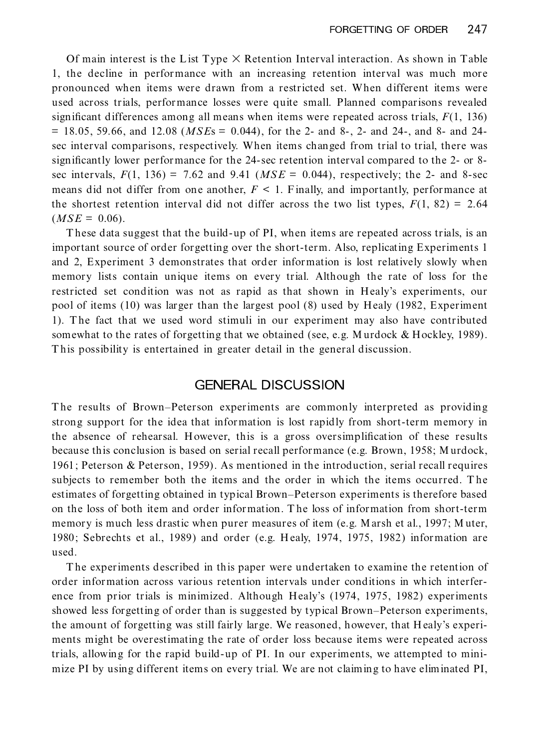Of main interest is the List Type × Retention Interval interaction. As shown in Table 1, the decline in performance with an increasing retention interval was much more pronounced when items were drawn from a restricted set. When different items were used across trials, performance losses were quite small. Planned comparisons revealed significant differences among all means when items were repeated across trials, $F(1, 136) = 18.05$, 59.66, and 12.08 ($MSE$s = 0.044), for the 2- and 8-, 2- and 24-, and 8- and 24-sec interval comparisons, respectively. When items changed from trial to trial, there was significantly lower performance for the 24-sec retention interval compared to the 2- or 8-sec intervals, $F(1, 136) = 7.62$ and 9.41 ($MSE = 0.044$), respectively; the 2- and 8-sec means did not differ from one another, $F < 1$. Finally, and importantly, performance at the shortest retention interval did not differ across the two list types, $F(1, 82) = 2.64$ ($MSE = 0.06$).

These data suggest that the build-up of PI, when items are repeated across trials, is an important source of order forgetting over the short-term. Also, replicating Experiments 1 and 2, Experiment 3 demonstrates that order information is lost relatively slowly when memory lists contain unique items on every trial. Although the rate of loss for the restricted set condition was not as rapid as that shown in Healy's experiments, our pool of items (10) was larger than the largest pool (8) used by Healy (1982, Experiment 1). The fact that we used word stimuli in our experiment may also have contributed somewhat to the rates of forgetting that we obtained (see, e.g. Murdock & Hockley, 1989). This possibility is entertained in greater detail in the general discussion.

## GENERAL DISCUSSION

The results of Brown–Peterson experiments are commonly interpreted as providing strong support for the idea that information is lost rapidly from short-term memory in the absence of rehearsal. However, this is a gross oversimplification of these results because this conclusion is based on serial recall performance (e.g. Brown, 1958; Murdock, 1961; Peterson & Peterson, 1959). As mentioned in the introduction, serial recall requires subjects to remember both the items and the order in which the items occurred. The estimates of forgetting obtained in typical Brown–Peterson experiments is therefore based on the loss of both item and order information. The loss of information from short-term memory is much less drastic when purer measures of item (e.g. Marsh et al., 1997; Muter, 1980; Sebrechts et al., 1989) and order (e.g. Healy, 1974, 1975, 1982) information are used.

The experiments described in this paper were undertaken to examine the retention of order information across various retention intervals under conditions in which interference from prior trials is minimized. Although Healy's (1974, 1975, 1982) experiments showed less forgetting of order than is suggested by typical Brown–Peterson experiments, the amount of forgetting was still fairly large. We reasoned, however, that Healy's experiments might be overestimating the rate of order loss because items were repeated across trials, allowing for the rapid build-up of PI. In our experiments, we attempted to minimize PI by using different items on every trial. We are not claiming to have eliminated PI,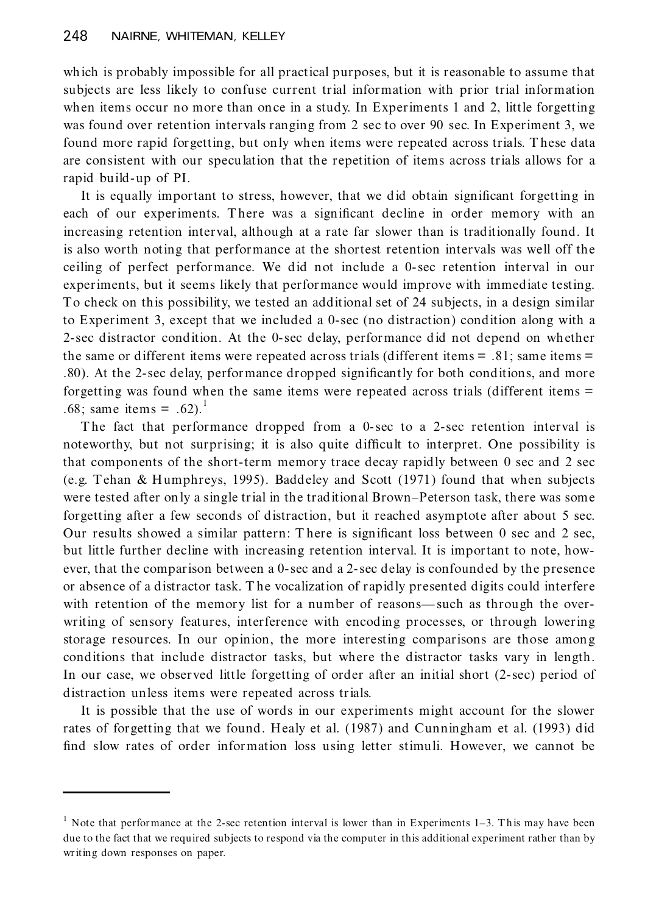which is probably impossible for all practical purposes, but it is reasonable to assume that subjects are less likely to confuse current trial information with prior trial information when items occur no more than once in a study. In Experiments 1 and 2, little forgetting was found over retention intervals ranging from 2 sec to over 90 sec. In Experiment 3, we found more rapid forgetting, but only when items were repeated across trials. These data are consistent with our speculation that the repetition of items across trials allows for a rapid build-up of PI.

It is equally important to stress, however, that we did obtain significant forgetting in each of our experiments. There was a significant decline in order memory with an increasing retention interval, although at a rate far slower than is traditionally found. It is also worth noting that performance at the shortest retention intervals was well off the ceiling of perfect performance. We did not include a 0-sec retention interval in our experiments, but it seems likely that performance would improve with immediate testing. To check on this possibility, we tested an additional set of 24 subjects, in a design similar to Experiment 3, except that we included a 0-sec (no distraction) condition along with a 2-sec distractor condition. At the 0-sec delay, performance did not depend on whether the same or different items were repeated across trials (different items = .81; same items = .80). At the 2-sec delay, performance dropped significantly for both conditions, and more forgetting was found when the same items were repeated across trials (different items = .68; same items = .62).[1]

The fact that performance dropped from a 0-sec to a 2-sec retention interval is noteworthy, but not surprising; it is also quite difficult to interpret. One possibility is that components of the short-term memory trace decay rapidly between 0 sec and 2 sec (e.g. Tehan & Humphreys, 1995). Baddeley and Scott (1971) found that when subjects were tested after only a single trial in the traditional Brown–Peterson task, there was some forgetting after a few seconds of distraction, but it reached asymptote after about 5 sec. Our results showed a similar pattern: There is significant loss between 0 sec and 2 sec, but little further decline with increasing retention interval. It is important to note, however, that the comparison between a 0-sec and a 2-sec delay is confounded by the presence or absence of a distractor task. The vocalization of rapidly presented digits could interfere with retention of the memory list for a number of reasons—such as through the over-writing of sensory features, interference with encoding processes, or through lowering storage resources. In our opinion, the more interesting comparisons are those among conditions that include distractor tasks, but where the distractor tasks vary in length. In our case, we observed little forgetting of order after an initial short (2-sec) period of distraction unless items were repeated across trials.

It is possible that the use of words in our experiments might account for the slower rates of forgetting that we found. Healy et al. (1987) and Cunningham et al. (1993) did find slow rates of order information loss using letter stimuli. However, we cannot be

---

[1] Note that performance at the 2-sec retention interval is lower than in Experiments 1–3. This may have been due to the fact that we required subjects to respond via the computer in this additional experiment rather than by writing down responses on paper.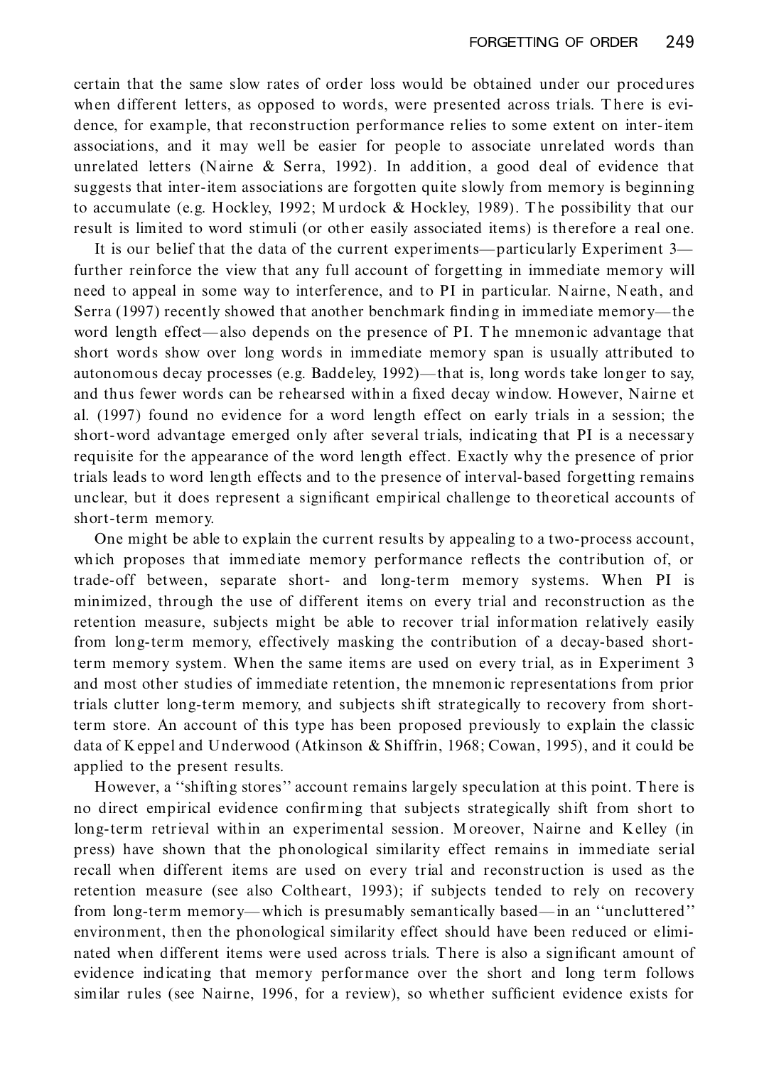certain that the same slow rates of order loss would be obtained under our procedures when different letters, as opposed to words, were presented across trials. There is evidence, for example, that reconstruction performance relies to some extent on inter-item associations, and it may well be easier for people to associate unrelated words than unrelated letters (Nairne & Serra, 1992). In addition, a good deal of evidence that suggests that inter-item associations are forgotten quite slowly from memory is beginning to accumulate (e.g. Hockley, 1992; Murdock & Hockley, 1989). The possibility that our result is limited to word stimuli (or other easily associated items) is therefore a real one.

It is our belief that the data of the current experiments—particularly Experiment 3—further reinforce the view that any full account of forgetting in immediate memory will need to appeal in some way to interference, and to PI in particular. Nairne, Neath, and Serra (1997) recently showed that another benchmark finding in immediate memory—the word length effect—also depends on the presence of PI. The mnemonic advantage that short words show over long words in immediate memory span is usually attributed to autonomous decay processes (e.g. Baddeley, 1992)—that is, long words take longer to say, and thus fewer words can be rehearsed within a fixed decay window. However, Nairne et al. (1997) found no evidence for a word length effect on early trials in a session; the short-word advantage emerged only after several trials, indicating that PI is a necessary requisite for the appearance of the word length effect. Exactly why the presence of prior trials leads to word length effects and to the presence of interval-based forgetting remains unclear, but it does represent a significant empirical challenge to theoretical accounts of short-term memory.

One might be able to explain the current results by appealing to a two-process account, which proposes that immediate memory performance reflects the contribution of, or trade-off between, separate short- and long-term memory systems. When PI is minimized, through the use of different items on every trial and reconstruction as the retention measure, subjects might be able to recover trial information relatively easily from long-term memory, effectively masking the contribution of a decay-based short-term memory system. When the same items are used on every trial, as in Experiment 3 and most other studies of immediate retention, the mnemonic representations from prior trials clutter long-term memory, and subjects shift strategically to recovery from short-term store. An account of this type has been proposed previously to explain the classic data of Keppel and Underwood (Atkinson & Shiffrin, 1968; Cowan, 1995), and it could be applied to the present results.

However, a "shifting stores" account remains largely speculation at this point. There is no direct empirical evidence confirming that subjects strategically shift from short to long-term retrieval within an experimental session. Moreover, Nairne and Kelley (in press) have shown that the phonological similarity effect remains in immediate serial recall when different items are used on every trial and reconstruction is used as the retention measure (see also Coltheart, 1993); if subjects tended to rely on recovery from long-term memory—which is presumably semantically based—in an "uncluttered" environment, then the phonological similarity effect should have been reduced or eliminated when different items were used across trials. There is also a significant amount of evidence indicating that memory performance over the short and long term follows similar rules (see Nairne, 1996, for a review), so whether sufficient evidence exists for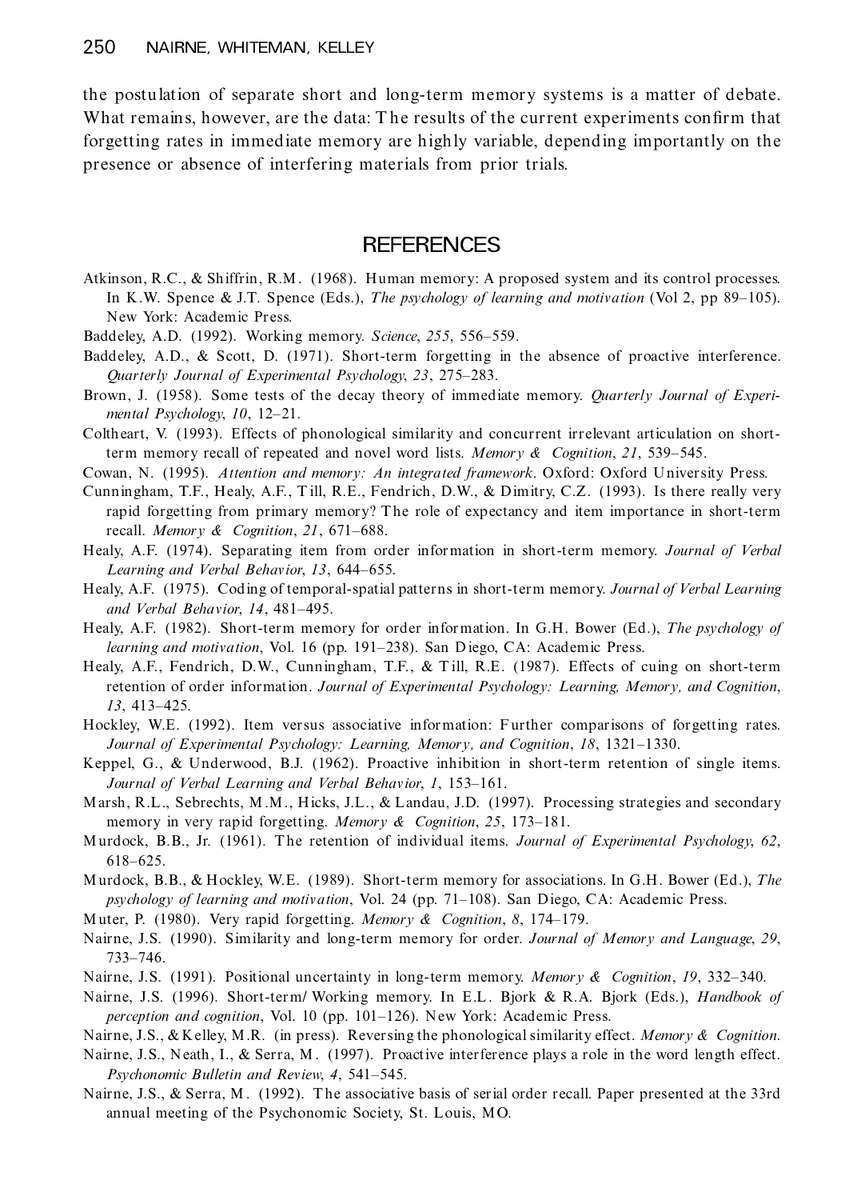the postulation of separate short and long-term memory systems is a matter of debate. What remains, however, are the data: The results of the current experiments confirm that forgetting rates in immediate memory are highly variable, depending importantly on the presence or absence of interfering materials from prior trials.

## REFERENCES

Atkinson, R.C., & Shiffrin, R.M. (1968). Human memory: A proposed system and its control processes. In K.W. Spence & J.T. Spence (Eds.), *The psychology of learning and motivation* (Vol 2, pp 89–105). New York: Academic Press.

Baddeley, A.D. (1992). Working memory. *Science*, *255*, 556–559.

Baddeley, A.D., & Scott, D. (1971). Short-term forgetting in the absence of proactive interference. *Quarterly Journal of Experimental Psychology*, *23*, 275–283.

Brown, J. (1958). Some tests of the decay theory of immediate memory. *Quarterly Journal of Experimental Psychology*, *10*, 12–21.

Coltheart, V. (1993). Effects of phonological similarity and concurrent irrelevant articulation on short-term memory recall of repeated and novel word lists. *Memory & Cognition*, *21*, 539–545.

Cowan, N. (1995). *Attention and memory: An integrated framework*. Oxford: Oxford University Press.

Cunningham, T.F., Healy, A.F., Till, R.E., Fendrich, D.W., & Dimitry, C.Z. (1993). Is there really very rapid forgetting from primary memory? The role of expectancy and item importance in short-term recall. *Memory & Cognition*, *21*, 671–688.

Healy, A.F. (1974). Separating item from order information in short-term memory. *Journal of Verbal Learning and Verbal Behavior*, *13*, 644–655.

Healy, A.F. (1975). Coding of temporal-spatial patterns in short-term memory. *Journal of Verbal Learning and Verbal Behavior*, *14*, 481–495.

Healy, A.F. (1982). Short-term memory for order information. In G.H. Bower (Ed.), *The psychology of learning and motivation*, Vol. 16 (pp. 191–238). San Diego, CA: Academic Press.

Healy, A.F., Fendrich, D.W., Cunningham, T.F., & Till, R.E. (1987). Effects of cuing on short-term retention of order information. *Journal of Experimental Psychology: Learning, Memory, and Cognition*, *13*, 413–425.

Hockley, W.E. (1992). Item versus associative information: Further comparisons of forgetting rates. *Journal of Experimental Psychology: Learning, Memory, and Cognition*, *18*, 1321–1330.

Keppel, G., & Underwood, B.J. (1962). Proactive inhibition in short-term retention of single items. *Journal of Verbal Learning and Verbal Behavior*, *1*, 153–161.

Marsh, R.L., Sebrechts, M.M., Hicks, J.L., & Landau, J.D. (1997). Processing strategies and secondary memory in very rapid forgetting. *Memory & Cognition*, *25*, 173–181.

Murdock, B.B., Jr. (1961). The retention of individual items. *Journal of Experimental Psychology*, *62*, 618–625.

Murdock, B.B., & Hockley, W.E. (1989). Short-term memory for associations. In G.H. Bower (Ed.), *The psychology of learning and motivation*, Vol. 24 (pp. 71–108). San Diego, CA: Academic Press.

Muter, P. (1980). Very rapid forgetting. *Memory & Cognition*, *8*, 174–179.

Nairne, J.S. (1990). Similarity and long-term memory for order. *Journal of Memory and Language*, *29*, 733–746.

Nairne, J.S. (1991). Positional uncertainty in long-term memory. *Memory & Cognition*, *19*, 332–340.

Nairne, J.S. (1996). Short-term/Working memory. In E.L. Bjork & R.A. Bjork (Eds.), *Handbook of perception and cognition*, Vol. 10 (pp. 101–126). New York: Academic Press.

Nairne, J.S., & Kelley, M.R. (in press). Reversing the phonological similarity effect. *Memory & Cognition*.

Nairne, J.S., Neath, I., & Serra, M. (1997). Proactive interference plays a role in the word length effect. *Psychonomic Bulletin and Review*, *4*, 541–545.

Nairne, J.S., & Serra, M. (1992). The associative basis of serial order recall. Paper presented at the 33rd annual meeting of the Psychonomic Society, St. Louis, MO.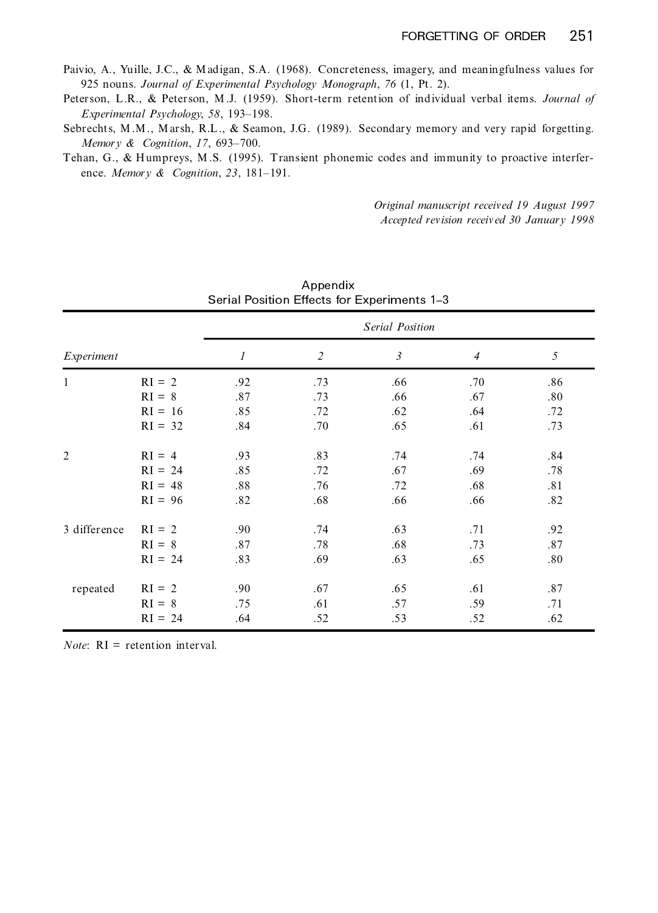Paivio, A., Yuille, J.C., & Madigan, S.A. (1968). Concreteness, imagery, and meaningfulness values for 925 nouns. *Journal of Experimental Psychology Monograph*, *76* (1, Pt. 2).

Peterson, L.R., & Peterson, M.J. (1959). Short-term retention of individual verbal items. *Journal of Experimental Psychology*, *58*, 193–198.

Sebrechts, M.M., Marsh, R.L., & Seamon, J.G. (1989). Secondary memory and very rapid forgetting. *Memory & Cognition*, *17*, 693–700.

Tehan, G., & Humpreys, M.S. (1995). Transient phonemic codes and immunity to proactive interference. *Memory & Cognition*, *23*, 181–191.

*Original manuscript received 19 August 1997*
*Accepted revision received 30 January 1998*

## Appendix
### Serial Position Effects for Experiments 1–3

| | | *Serial Position* | | | | |
|---|---|---|---|---|---|---|
| *Experiment* | | *1* | *2* | *3* | *4* | *5* |
| 1 | RI = 2 | .92 | .73 | .66 | .70 | .86 |
| | RI = 8 | .87 | .73 | .66 | .67 | .80 |
| | RI = 16 | .85 | .72 | .62 | .64 | .72 |
| | RI = 32 | .84 | .70 | .65 | .61 | .73 |
| 2 | RI = 4 | .93 | .83 | .74 | .74 | .84 |
| | RI = 24 | .85 | .72 | .67 | .69 | .78 |
| | RI = 48 | .88 | .76 | .72 | .68 | .81 |
| | RI = 96 | .82 | .68 | .66 | .66 | .82 |
| 3 difference | RI = 2 | .90 | .74 | .63 | .71 | .92 |
| | RI = 8 | .87 | .78 | .68 | .73 | .87 |
| | RI = 24 | .83 | .69 | .63 | .65 | .80 |
| repeated | RI = 2 | .90 | .67 | .65 | .61 | .87 |
| | RI = 8 | .75 | .61 | .57 | .59 | .71 |
| | RI = 24 | .64 | .52 | .53 | .52 | .62 |

*Note*: RI = retention interval.